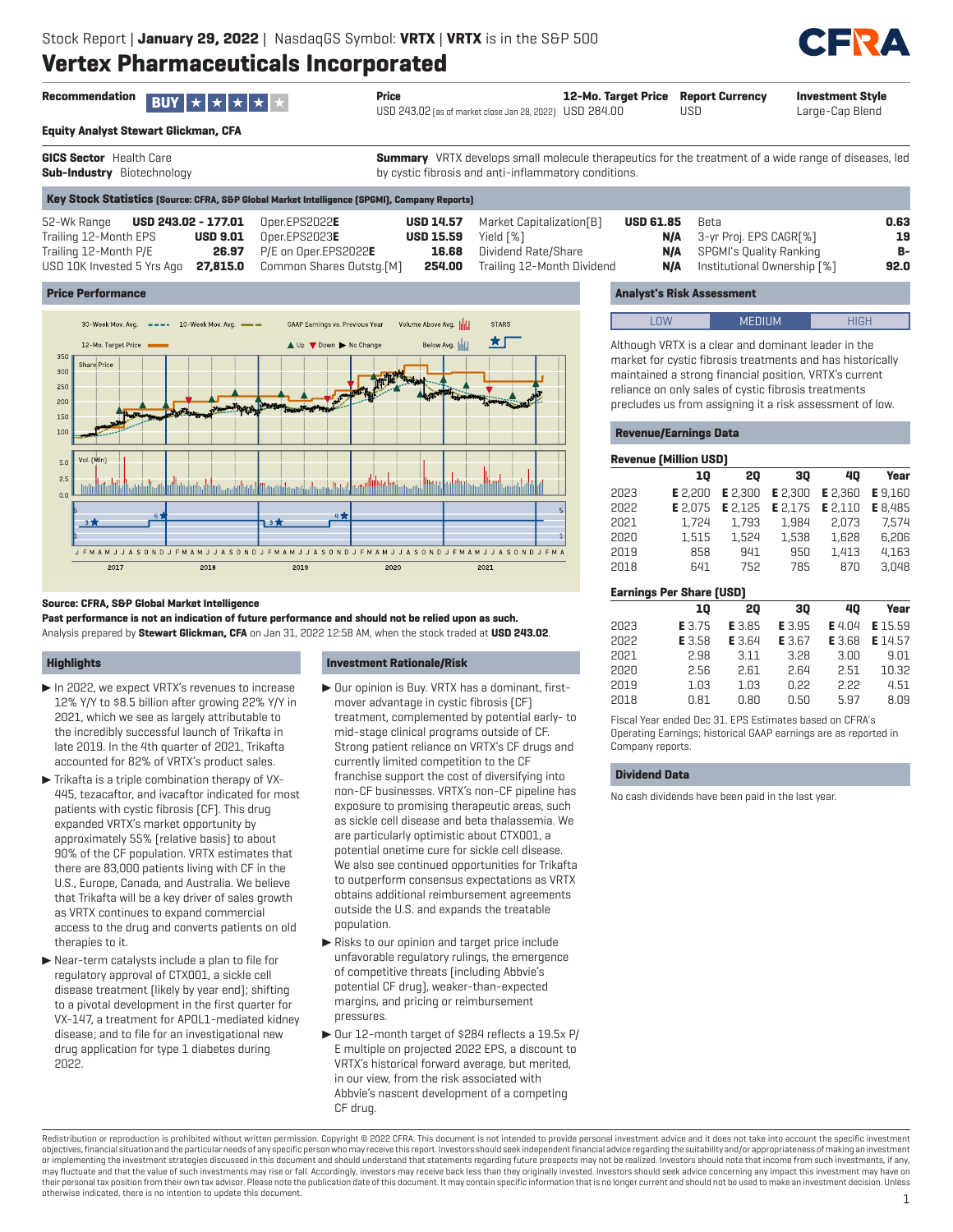Stock Report | **January 29, 2022** | NasdaqGS Symbol: **VRTX** | **VRTX** is in the S&P 500

# Vertex Pharmaceuticals Incorporated

| Recommendation | Price | 12-Mo. Target Price | Report Currency | Investment Style |
|---|---|---|---|---|
| BUY ★★★★★ | USD 243.02 (as of market close Jan 28, 2022) | USD 284.00 | USD | Large-Cap Blend |

**Equity Analyst Stewart Glickman, CFA**

**GICS Sector** Health Care
**Sub-Industry** Biotechnology

**Summary** VRTX develops small molecule therapeutics for the treatment of a wide range of diseases, led by cystic fibrosis and anti-inflammatory conditions.

## Key Stock Statistics (Source: CFRA, S&P Global Market Intelligence (SPGMI), Company Reports)

| | | | | | | | |
|---|---|---|---|---|---|---|---|
| 52-Wk Range | USD 243.02 - 177.01 | Oper.EPS2022**E** | USD 14.57 | Market Capitalization[B] | USD 61.85 | Beta | 0.63 |
| Trailing 12-Month EPS | USD 9.01 | Oper.EPS2023**E** | USD 15.59 | Yield [%] | N/A | 3-yr Proj. EPS CAGR[%] | 19 |
| Trailing 12-Month P/E | 26.97 | P/E on Oper.EPS2022**E** | 16.68 | Dividend Rate/Share | N/A | SPGMI's Quality Ranking | B- |
| USD 10K Invested 5 Yrs Ago | 27,815.0 | Common Shares Outstg.[M] | 254.00 | Trailing 12-Month Dividend | N/A | Institutional Ownership [%] | 92.0 |

## Price Performance

**Source: CFRA, S&P Global Market Intelligence**

**Past performance is not an indication of future performance and should not be relied upon as such.**

Analysis prepared by **Stewart Glickman, CFA** on Jan 31, 2022 12:58 AM, when the stock traded at **USD 243.02**.

## Highlights

- In 2022, we expect VRTX's revenues to increase 12% Y/Y to $8.5 billion after growing 22% Y/Y in 2021, which we see as largely attributable to the incredibly successful launch of Trikafta in late 2019. In the 4th quarter of 2021, Trikafta accounted for 82% of VRTX's product sales.
- Trikafta is a triple combination therapy of VX-445, tezacaftor, and ivacaftor indicated for most patients with cystic fibrosis (CF). This drug expanded VRTX's market opportunity by approximately 55% (relative basis) to about 90% of the CF population. VRTX estimates that there are 83,000 patients living with CF in the U.S., Europe, Canada, and Australia. We believe that Trikafta will be a key driver of sales growth as VRTX continues to expand commercial access to the drug and converts patients on old therapies to it.
- Near-term catalysts include a plan to file for regulatory approval of CTX001, a sickle cell disease treatment (likely by year end); shifting to a pivotal development in the first quarter for VX-147, a treatment for APOL1-mediated kidney disease; and to file for an investigational new drug application for type 1 diabetes during 2022.

## Investment Rationale/Risk

- Our opinion is Buy. VRTX has a dominant, first-mover advantage in cystic fibrosis (CF) treatment, complemented by potential early- to mid-stage clinical programs outside of CF. Strong patient reliance on VRTX's CF drugs and currently limited competition to the CF franchise support the cost of diversifying into non-CF businesses. VRTX's non-CF pipeline has exposure to promising therapeutic areas, such as sickle cell disease and beta thalassemia. We are particularly optimistic about CTX001, a potential onetime cure for sickle cell disease. We also see continued opportunities for Trikafta to outperform consensus expectations as VRTX obtains additional reimbursement agreements outside the U.S. and expands the treatable population.
- Risks to our opinion and target price include unfavorable regulatory rulings, the emergence of competitive threats (including Abbvie's potential CF drug), weaker-than-expected margins, and pricing or reimbursement pressures.
- Our 12-month target of $284 reflects a 19.5x P/E multiple on projected 2022 EPS, a discount to VRTX's historical forward average, but merited, in our view, from the risk associated with Abbvie's nascent development of a competing CF drug.

## Analyst's Risk Assessment

LOW | **MEDIUM** | HIGH

Although VRTX is a clear and dominant leader in the market for cystic fibrosis treatments and has historically maintained a strong financial position, VRTX's current reliance on only sales of cystic fibrosis treatments precludes us from assigning it a risk assessment of low.

## Revenue/Earnings Data

**Revenue (Million USD)**

| | 1Q | 2Q | 3Q | 4Q | Year |
|---|---|---|---|---|---|
| 2023 | **E** 2,200 | **E** 2,300 | **E** 2,300 | **E** 2,360 | **E** 9,160 |
| 2022 | **E** 2,075 | **E** 2,125 | **E** 2,175 | **E** 2,110 | **E** 8,485 |
| 2021 | 1,724 | 1,793 | 1,984 | 2,073 | 7,574 |
| 2020 | 1,515 | 1,524 | 1,538 | 1,628 | 6,206 |
| 2019 | 858 | 941 | 950 | 1,413 | 4,163 |
| 2018 | 641 | 752 | 785 | 870 | 3,048 |

**Earnings Per Share (USD)**

| | 1Q | 2Q | 3Q | 4Q | Year |
|---|---|---|---|---|---|
| 2023 | **E** 3.75 | **E** 3.85 | **E** 3.95 | **E** 4.04 | **E** 15.59 |
| 2022 | **E** 3.58 | **E** 3.64 | **E** 3.67 | **E** 3.68 | **E** 14.57 |
| 2021 | 2.98 | 3.11 | 3.28 | 3.00 | 9.01 |
| 2020 | 2.56 | 2.61 | 2.64 | 2.51 | 10.32 |
| 2019 | 1.03 | 1.03 | 0.22 | 2.22 | 4.51 |
| 2018 | 0.81 | 0.80 | 0.50 | 5.97 | 8.09 |

Fiscal Year ended Dec 31. EPS Estimates based on CFRA's Operating Earnings; historical GAAP earnings are as reported in Company reports.

## Dividend Data

No cash dividends have been paid in the last year.

Redistribution or reproduction is prohibited without written permission. Copyright © 2022 CFRA. This document is not intended to provide personal investment advice and it does not take into account the specific investment objectives, financial situation and the particular needs of any specific person who may receive this report. Investors should seek independent financial advice regarding the suitability and/or appropriateness of making an investment or implementing the investment strategies discussed in this document and should understand that statements regarding future prospects may not be realized. Investors should note that income from such investments, if any, may fluctuate and that the value of such investments may rise or fall. Accordingly, investors may receive back less than they originally invested. Investors should seek advice concerning any impact this investment may have on their personal tax position from their own tax advisor. Please note the publication date of this document. It may contain specific information that is no longer current and should not be used to make an investment decision. Unless otherwise indicated, there is no intention to update this document.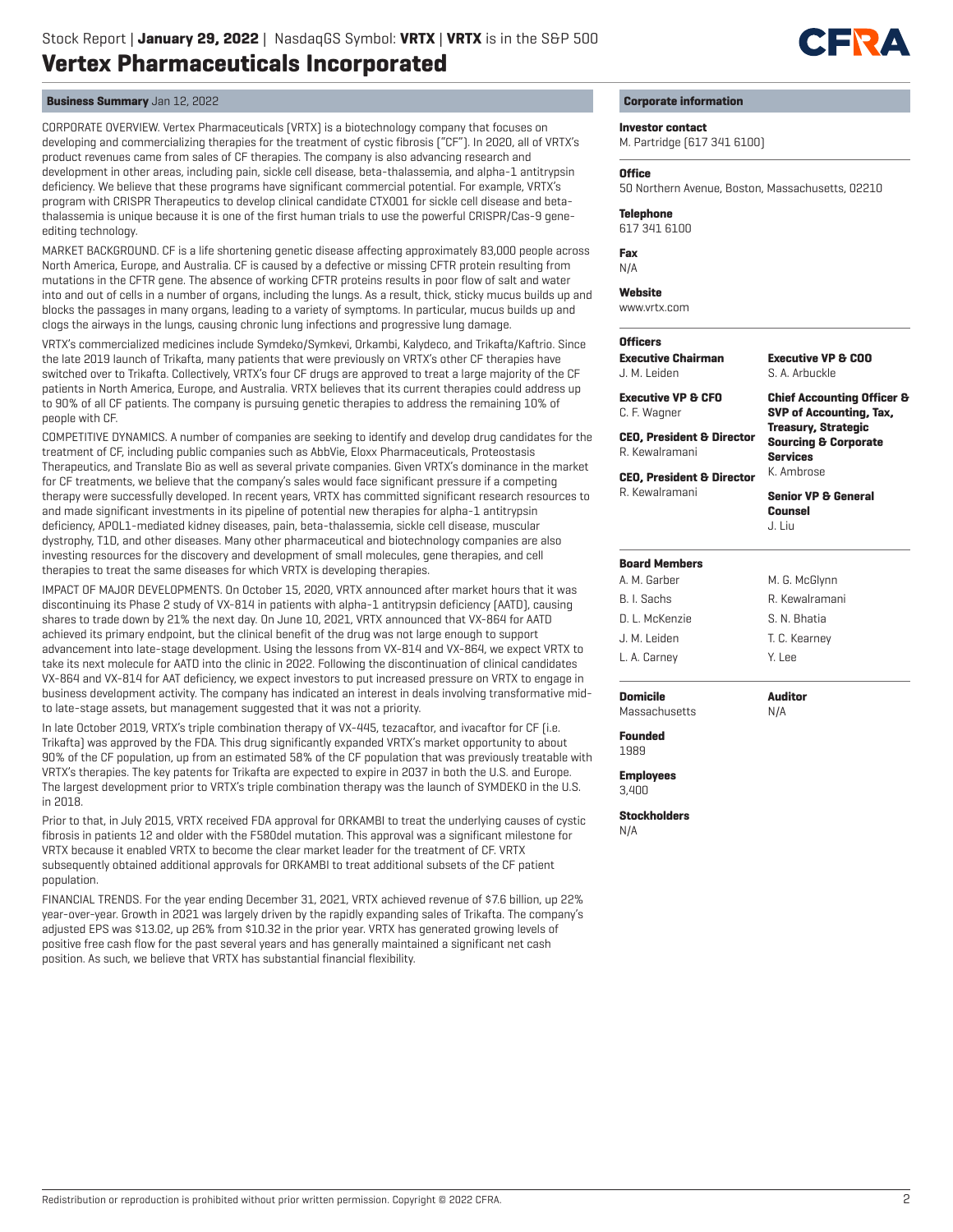# Vertex Pharmaceuticals Incorporated

## Business Summary Jan 12, 2022

CORPORATE OVERVIEW. Vertex Pharmaceuticals (VRTX) is a biotechnology company that focuses on developing and commercializing therapies for the treatment of cystic fibrosis ("CF"). In 2020, all of VRTX's product revenues came from sales of CF therapies. The company is also advancing research and development in other areas, including pain, sickle cell disease, beta-thalassemia, and alpha-1 antitrypsin deficiency. We believe that these programs have significant commercial potential. For example, VRTX's program with CRISPR Therapeutics to develop clinical candidate CTX001 for sickle cell disease and beta-thalassemia is unique because it is one of the first human trials to use the powerful CRISPR/Cas-9 gene-editing technology.

MARKET BACKGROUND. CF is a life shortening genetic disease affecting approximately 83,000 people across North America, Europe, and Australia. CF is caused by a defective or missing CFTR protein resulting from mutations in the CFTR gene. The absence of working CFTR proteins results in poor flow of salt and water into and out of cells in a number of organs, including the lungs. As a result, thick, sticky mucus builds up and blocks the passages in many organs, leading to a variety of symptoms. In particular, mucus builds up and clogs the airways in the lungs, causing chronic lung infections and progressive lung damage.

VRTX's commercialized medicines include Symdeko/Symkevi, Orkambi, Kalydeco, and Trikafta/Kaftrio. Since the late 2019 launch of Trikafta, many patients that were previously on VRTX's other CF therapies have switched over to Trikafta. Collectively, VRTX's four CF drugs are approved to treat a large majority of the CF patients in North America, Europe, and Australia. VRTX believes that its current therapies could address up to 90% of all CF patients. The company is pursuing genetic therapies to address the remaining 10% of people with CF.

COMPETITIVE DYNAMICS. A number of companies are seeking to identify and develop drug candidates for the treatment of CF, including public companies such as AbbVie, Eloxx Pharmaceuticals, Proteostasis Therapeutics, and Translate Bio as well as several private companies. Given VRTX's dominance in the market for CF treatments, we believe that the company's sales would face significant pressure if a competing therapy were successfully developed. In recent years, VRTX has committed significant research resources to and made significant investments in its pipeline of potential new therapies for alpha-1 antitrypsin deficiency, APOL1-mediated kidney diseases, pain, beta-thalassemia, sickle cell disease, muscular dystrophy, T1D, and other diseases. Many other pharmaceutical and biotechnology companies are also investing resources for the discovery and development of small molecules, gene therapies, and cell therapies to treat the same diseases for which VRTX is developing therapies.

IMPACT OF MAJOR DEVELOPMENTS. On October 15, 2020, VRTX announced after market hours that it was discontinuing its Phase 2 study of VX-814 in patients with alpha-1 antitrypsin deficiency (AATD), causing shares to trade down by 21% the next day. On June 10, 2021, VRTX announced that VX-864 for AATD achieved its primary endpoint, but the clinical benefit of the drug was not large enough to support advancement into late-stage development. Using the lessons from VX-814 and VX-864, we expect VRTX to take its next molecule for AATD into the clinic in 2022. Following the discontinuation of clinical candidates VX-864 and VX-814 for AAT deficiency, we expect investors to put increased pressure on VRTX to engage in business development activity. The company has indicated an interest in deals involving transformative mid- to late-stage assets, but management suggested that it was not a priority.

In late October 2019, VRTX's triple combination therapy of VX-445, tezacaftor, and ivacaftor for CF (i.e. Trikafta) was approved by the FDA. This drug significantly expanded VRTX's market opportunity to about 90% of the CF population, up from an estimated 58% of the CF population that was previously treatable with VRTX's therapies. The key patents for Trikafta are expected to expire in 2037 in both the U.S. and Europe. The largest development prior to VRTX's triple combination therapy was the launch of SYMDEKO in the U.S. in 2018.

Prior to that, in July 2015, VRTX received FDA approval for ORKAMBI to treat the underlying causes of cystic fibrosis in patients 12 and older with the F508del mutation. This approval was a significant milestone for VRTX because it enabled VRTX to become the clear market leader for the treatment of CF. VRTX subsequently obtained additional approvals for ORKAMBI to treat additional subsets of the CF patient population.

FINANCIAL TRENDS. For the year ending December 31, 2021, VRTX achieved revenue of $7.6 billion, up 22% year-over-year. Growth in 2021 was largely driven by the rapidly expanding sales of Trikafta. The company's adjusted EPS was $13.02, up 26% from $10.32 in the prior year. VRTX has generated growing levels of positive free cash flow for the past several years and has generally maintained a significant net cash position. As such, we believe that VRTX has substantial financial flexibility.

## Corporate information

**Investor contact**
M. Partridge (617 341 6100)

**Office**
50 Northern Avenue, Boston, Massachusetts, 02210

**Telephone**
617 341 6100

**Fax**
N/A

**Website**
www.vrtx.com

**Officers**

**Executive Chairman**
J. M. Leiden

**Executive VP & CFO**
C. F. Wagner

**CEO, President & Director**
R. Kewalramani

**CEO, President & Director**
R. Kewalramani

**Executive VP & COO**
S. A. Arbuckle

**Chief Accounting Officer & SVP of Accounting, Tax, Treasury, Strategic Sourcing & Corporate Services**
K. Ambrose

**Senior VP & General Counsel**
J. Liu

**Board Members**

| | |
|---|---|
| A. M. Garber | M. G. McGlynn |
| B. I. Sachs | R. Kewalramani |
| D. L. McKenzie | S. N. Bhatia |
| J. M. Leiden | T. C. Kearney |
| L. A. Carney | Y. Lee |

**Domicile**
Massachusetts

**Auditor**
N/A

**Founded**
1989

**Employees**
3,400

**Stockholders**
N/A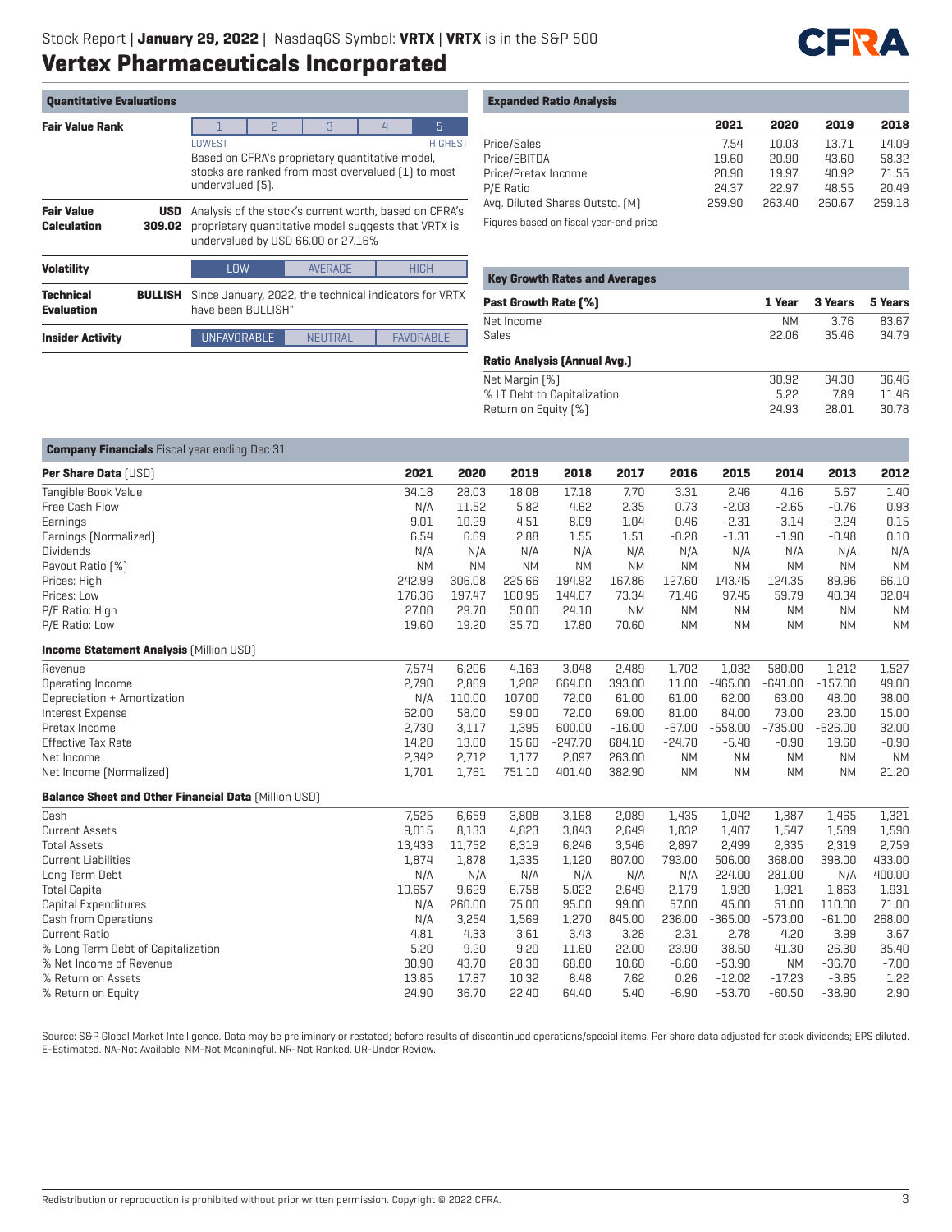Stock Report | **January 29, 2022** | NasdaqGS Symbol: **VRTX** | **VRTX** is in the S&P 500

# Vertex Pharmaceuticals Incorporated

## Quantitative Evaluations

| | | |
|---|---|---|
| **Fair Value Rank** | | 1 · 2 · 3 · 4 · **5** (LOWEST ... HIGHEST). Based on CFRA's proprietary quantitative model, stocks are ranked from most overvalued (1) to most undervalued (5). |
| **Fair Value Calculation** | **USD 309.02** | Analysis of the stock's current worth, based on CFRA's proprietary quantitative model suggests that VRTX is undervalued by USD 66.00 or 27.16% |
| **Volatility** | | LOW · AVERAGE · HIGH |
| **Technical Evaluation** | **BULLISH** | Since January, 2022, the technical indicators for VRTX have been BULLISH" |
| **Insider Activity** | | UNFAVORABLE · NEUTRAL · FAVORABLE |

## Expanded Ratio Analysis

| | 2021 | 2020 | 2019 | 2018 |
|---|---|---|---|---|
| Price/Sales | 7.54 | 10.03 | 13.71 | 14.09 |
| Price/EBITDA | 19.60 | 20.90 | 43.60 | 58.32 |
| Price/Pretax Income | 20.90 | 19.97 | 40.92 | 71.55 |
| P/E Ratio | 24.37 | 22.97 | 48.55 | 20.49 |
| Avg. Diluted Shares Outstg. (M) | 259.90 | 263.40 | 260.67 | 259.18 |

Figures based on fiscal year-end price

## Key Growth Rates and Averages

| **Past Growth Rate (%)** | 1 Year | 3 Years | 5 Years |
|---|---|---|---|
| Net Income | NM | 3.76 | 83.67 |
| Sales | 22.06 | 35.46 | 34.79 |
| **Ratio Analysis (Annual Avg.)** | | | |
| Net Margin (%) | 30.92 | 34.30 | 36.46 |
| % LT Debt to Capitalization | 5.22 | 7.89 | 11.46 |
| Return on Equity (%) | 24.93 | 28.01 | 30.78 |

## Company Financials Fiscal year ending Dec 31

| **Per Share Data** (USD) | 2021 | 2020 | 2019 | 2018 | 2017 | 2016 | 2015 | 2014 | 2013 | 2012 |
|---|---|---|---|---|---|---|---|---|---|---|
| Tangible Book Value | 34.18 | 28.03 | 18.08 | 17.18 | 7.70 | 3.31 | 2.46 | 4.16 | 5.67 | 1.40 |
| Free Cash Flow | N/A | 11.52 | 5.82 | 4.62 | 2.35 | 0.73 | -2.03 | -2.65 | -0.76 | 0.93 |
| Earnings | 9.01 | 10.29 | 4.51 | 8.09 | 1.04 | -0.46 | -2.31 | -3.14 | -2.24 | 0.15 |
| Earnings (Normalized) | 6.54 | 6.69 | 2.88 | 1.55 | 1.51 | -0.28 | -1.31 | -1.90 | -0.48 | 0.10 |
| Dividends | N/A | N/A | N/A | N/A | N/A | N/A | N/A | N/A | N/A | N/A |
| Payout Ratio (%) | NM | NM | NM | NM | NM | NM | NM | NM | NM | NM |
| Prices: High | 242.99 | 306.08 | 225.66 | 194.92 | 167.86 | 127.60 | 143.45 | 124.35 | 89.96 | 66.10 |
| Prices: Low | 176.36 | 197.47 | 160.95 | 144.07 | 73.34 | 71.46 | 97.45 | 59.79 | 40.34 | 32.04 |
| P/E Ratio: High | 27.00 | 29.70 | 50.00 | 24.10 | NM | NM | NM | NM | NM | NM |
| P/E Ratio: Low | 19.60 | 19.20 | 35.70 | 17.80 | 70.60 | NM | NM | NM | NM | NM |
| **Income Statement Analysis** (Million USD) | | | | | | | | | | |
| Revenue | 7,574 | 6,206 | 4,163 | 3,048 | 2,489 | 1,702 | 1,032 | 580.00 | 1,212 | 1,527 |
| Operating Income | 2,790 | 2,869 | 1,202 | 664.00 | 393.00 | 11.00 | -465.00 | -641.00 | -157.00 | 49.00 |
| Depreciation + Amortization | N/A | 110.00 | 107.00 | 72.00 | 61.00 | 61.00 | 62.00 | 63.00 | 48.00 | 38.00 |
| Interest Expense | 62.00 | 58.00 | 59.00 | 72.00 | 69.00 | 81.00 | 84.00 | 73.00 | 23.00 | 15.00 |
| Pretax Income | 2,730 | 3,117 | 1,395 | 600.00 | -16.00 | -67.00 | -558.00 | -735.00 | -626.00 | 32.00 |
| Effective Tax Rate | 14.20 | 13.00 | 15.60 | -247.70 | 684.10 | -24.70 | -5.40 | -0.90 | 19.60 | -0.90 |
| Net Income | 2,342 | 2,712 | 1,177 | 2,097 | 263.00 | NM | NM | NM | NM | NM |
| Net Income (Normalized) | 1,701 | 1,761 | 751.10 | 401.40 | 382.90 | NM | NM | NM | NM | 21.20 |
| **Balance Sheet and Other Financial Data** (Million USD) | | | | | | | | | | |
| Cash | 7,525 | 6,659 | 3,808 | 3,168 | 2,089 | 1,435 | 1,042 | 1,387 | 1,465 | 1,321 |
| Current Assets | 9,015 | 8,133 | 4,823 | 3,843 | 2,649 | 1,832 | 1,407 | 1,547 | 1,589 | 1,590 |
| Total Assets | 13,433 | 11,752 | 8,319 | 6,246 | 3,546 | 2,897 | 2,499 | 2,335 | 2,319 | 2,759 |
| Current Liabilities | 1,874 | 1,878 | 1,335 | 1,120 | 807.00 | 793.00 | 506.00 | 368.00 | 398.00 | 433.00 |
| Long Term Debt | N/A | N/A | N/A | N/A | N/A | N/A | 224.00 | 281.00 | N/A | 400.00 |
| Total Capital | 10,657 | 9,629 | 6,758 | 5,022 | 2,649 | 2,179 | 1,920 | 1,921 | 1,863 | 1,931 |
| Capital Expenditures | N/A | 260.00 | 75.00 | 95.00 | 99.00 | 57.00 | 45.00 | 51.00 | 110.00 | 71.00 |
| Cash from Operations | N/A | 3,254 | 1,569 | 1,270 | 845.00 | 236.00 | -365.00 | -573.00 | -61.00 | 268.00 |
| Current Ratio | 4.81 | 4.33 | 3.61 | 3.43 | 3.28 | 2.31 | 2.78 | 4.20 | 3.99 | 3.67 |
| % Long Term Debt of Capitalization | 5.20 | 9.20 | 9.20 | 11.60 | 22.00 | 23.90 | 38.50 | 41.30 | 26.30 | 35.40 |
| % Net Income of Revenue | 30.90 | 43.70 | 28.30 | 68.80 | 10.60 | -6.60 | -53.90 | NM | -36.70 | -7.00 |
| % Return on Assets | 13.85 | 17.87 | 10.32 | 8.48 | 7.62 | 0.26 | -12.02 | -17.23 | -3.85 | 1.22 |
| % Return on Equity | 24.90 | 36.70 | 22.40 | 64.40 | 5.40 | -6.90 | -53.70 | -60.50 | -38.90 | 2.90 |

Source: S&P Global Market Intelligence. Data may be preliminary or restated; before results of discontinued operations/special items. Per share data adjusted for stock dividends; EPS diluted. E-Estimated. NA-Not Available. NM-Not Meaningful. NR-Not Ranked. UR-Under Review.

Redistribution or reproduction is prohibited without prior written permission. Copyright © 2022 CFRA.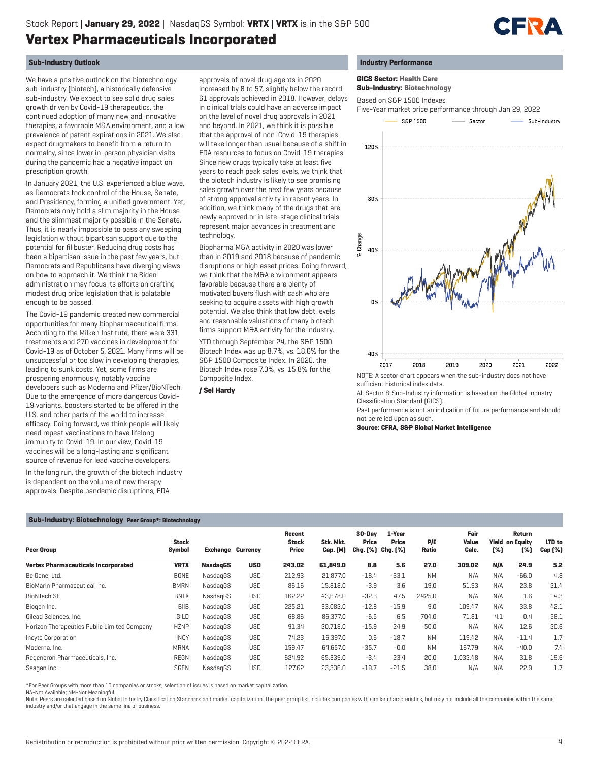# Vertex Pharmaceuticals Incorporated

## Sub-Industry Outlook

We have a positive outlook on the biotechnology sub-industry (biotech), a historically defensive sub-industry. We expect to see solid drug sales growth driven by Covid-19 therapeutics, the continued adoption of many new and innovative therapies, a favorable M&A environment, and a low prevalence of patent expirations in 2021. We also expect drugmakers to benefit from a return to normalcy, since lower in-person physician visits during the pandemic had a negative impact on prescription growth.

In January 2021, the U.S. experienced a blue wave, as Democrats took control of the House, Senate, and Presidency, forming a unified government. Yet, Democrats only hold a slim majority in the House and the slimmest majority possible in the Senate. Thus, it is nearly impossible to pass any sweeping legislation without bipartisan support due to the potential for filibuster. Reducing drug costs has been a bipartisan issue in the past few years, but Democrats and Republicans have diverging views on how to approach it. We think the Biden administration may focus its efforts on crafting modest drug price legislation that is palatable enough to be passed.

The Covid-19 pandemic created new commercial opportunities for many biopharmaceutical firms. According to the Milken Institute, there were 331 treatments and 270 vaccines in development for Covid-19 as of October 5, 2021. Many firms will be unsuccessful or too slow in developing therapies, leading to sunk costs. Yet, some firms are prospering enormously, notably vaccine developers such as Moderna and Pfizer/BioNTech. Due to the emergence of more dangerous Covid-19 variants, boosters started to be offered in the U.S. and other parts of the world to increase efficacy. Going forward, we think people will likely need repeat vaccinations to have lifelong immunity to Covid-19. In our view, Covid-19 vaccines will be a long-lasting and significant source of revenue for lead vaccine developers.

In the long run, the growth of the biotech industry is dependent on the volume of new therapy approvals. Despite pandemic disruptions, FDA approvals of novel drug agents in 2020 increased by 8 to 57, slightly below the record 61 approvals achieved in 2018. However, delays in clinical trials could have an adverse impact on the level of novel drug approvals in 2021 and beyond. In 2021, we think it is possible that the approval of non-Covid-19 therapies will take longer than usual because of a shift in FDA resources to focus on Covid-19 therapies. Since new drugs typically take at least five years to reach peak sales levels, we think that the biotech industry is likely to see promising sales growth over the next few years because of strong approval activity in recent years. In addition, we think many of the drugs that are newly approved or in late-stage clinical trials represent major advances in treatment and technology.

Biopharma M&A activity in 2020 was lower than in 2019 and 2018 because of pandemic disruptions or high asset prices. Going forward, we think that the M&A environment appears favorable because there are plenty of motivated buyers flush with cash who are seeking to acquire assets with high growth potential. We also think that low debt levels and reasonable valuations of many biotech firms support M&A activity for the industry.

YTD through September 24, the S&P 1500 Biotech Index was up 8.7%, vs. 18.6% for the S&P 1500 Composite Index. In 2020, the Biotech Index rose 7.3%, vs. 15.8% for the Composite Index.

**/ Sel Hardy**

## Industry Performance

**GICS Sector: Health Care**
**Sub-Industry: Biotechnology**

Based on S&P 1500 Indexes
Five-Year market price performance through Jan 29, 2022

NOTE: A sector chart appears when the sub-industry does not have sufficient historical index data.

All Sector & Sub-Industry information is based on the Global Industry Classification Standard (GICS).

Past performance is not an indication of future performance and should not be relied upon as such.

**Source: CFRA, S&P Global Market Intelligence**

## Sub-Industry: Biotechnology Peer Group*: Biotechnology

| Peer Group | Stock Symbol | Exchange | Currency | Recent Stock Price | Stk. Mkt. Cap. (M) | 30-Day Price Chg. (%) | 1-Year Price Chg. (%) | P/E Ratio | Fair Value Calc. | Yield (%) | Return on Equity (%) | LTD to Cap (%) |
|---|---|---|---|---|---|---|---|---|---|---|---|---|
| **Vertex Pharmaceuticals Incorporated** | **VRTX** | **NasdaqGS** | **USD** | **243.02** | **61,849.0** | **8.8** | **5.6** | **27.0** | **309.02** | **N/A** | **24.9** | **5.2** |
| BeiGene, Ltd. | BGNE | NasdaqGS | USD | 212.93 | 21,877.0 | -18.4 | -33.1 | NM | N/A | N/A | -66.0 | 4.8 |
| BioMarin Pharmaceutical Inc. | BMRN | NasdaqGS | USD | 86.16 | 15,818.0 | -3.9 | 3.6 | 19.0 | 51.93 | N/A | 23.8 | 21.4 |
| BioNTech SE | BNTX | NasdaqGS | USD | 162.22 | 43,678.0 | -32.6 | 47.5 | 2425.0 | N/A | N/A | 1.6 | 14.3 |
| Biogen Inc. | BIIB | NasdaqGS | USD | 225.21 | 33,082.0 | -12.8 | -15.9 | 9.0 | 109.47 | N/A | 33.8 | 42.1 |
| Gilead Sciences, Inc. | GILD | NasdaqGS | USD | 68.86 | 86,377.0 | -6.5 | 6.5 | 704.0 | 71.81 | 4.1 | 0.4 | 58.1 |
| Horizon Therapeutics Public Limited Company | HZNP | NasdaqGS | USD | 91.34 | 20,718.0 | -15.9 | 24.9 | 50.0 | N/A | N/A | 12.6 | 20.6 |
| Incyte Corporation | INCY | NasdaqGS | USD | 74.23 | 16,397.0 | 0.6 | -18.7 | NM | 119.42 | N/A | -11.4 | 1.7 |
| Moderna, Inc. | MRNA | NasdaqGS | USD | 159.47 | 64,657.0 | -35.7 | -0.0 | NM | 167.79 | N/A | -40.0 | 7.4 |
| Regeneron Pharmaceuticals, Inc. | REGN | NasdaqGS | USD | 624.92 | 65,339.0 | -3.4 | 23.4 | 20.0 | 1,032.48 | N/A | 31.8 | 19.6 |
| Seagen Inc. | SGEN | NasdaqGS | USD | 127.62 | 23,336.0 | -19.7 | -21.5 | 38.0 | N/A | N/A | 22.9 | 1.7 |

*For Peer Groups with more than 10 companies or stocks, selection of issues is based on market capitalization.
NA-Not Available; NM-Not Meaningful.
Note: Peers are selected based on Global Industry Classification Standards and market capitalization. The peer group list includes companies with similar characteristics, but may not include all the companies within the same industry and/or that engage in the same line of business.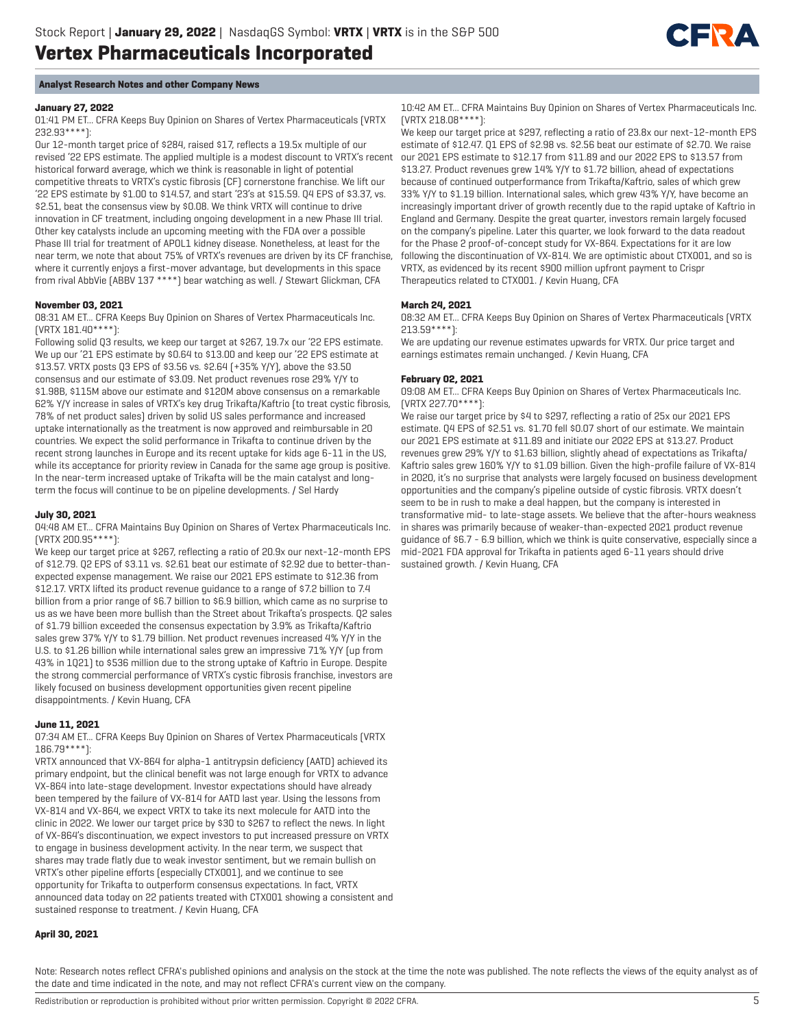## Analyst Research Notes and other Company News

**January 27, 2022**

01:41 PM ET... CFRA Keeps Buy Opinion on Shares of Vertex Pharmaceuticals (VRTX 232.93****):

Our 12-month target price of $284, raised $17, reflects a 19.5x multiple of our revised '22 EPS estimate. The applied multiple is a modest discount to VRTX's recent historical forward average, which we think is reasonable in light of potential competitive threats to VRTX's cystic fibrosis (CF) cornerstone franchise. We lift our '22 EPS estimate by $1.00 to $14.57, and start '23's at $15.59. Q4 EPS of $3.37, vs. $2.51, beat the consensus view by $0.08. We think VRTX will continue to drive innovation in CF treatment, including ongoing development in a new Phase III trial. Other key catalysts include an upcoming meeting with the FDA over a possible Phase III trial for treatment of APOL1 kidney disease. Nonetheless, at least for the near term, we note that about 75% of VRTX's revenues are driven by its CF franchise, where it currently enjoys a first-mover advantage, but developments in this space from rival AbbVie (ABBV 137 ****) bear watching as well. / Stewart Glickman, CFA

**November 03, 2021**

08:31 AM ET... CFRA Keeps Buy Opinion on Shares of Vertex Pharmaceuticals Inc. (VRTX 181.40****):

Following solid Q3 results, we keep our target at $267, 19.7x our '22 EPS estimate. We up our '21 EPS estimate by $0.64 to $13.00 and keep our '22 EPS estimate at $13.57. VRTX posts Q3 EPS of $3.56 vs. $2.64 (+35% Y/Y), above the $3.50 consensus and our estimate of $3.09. Net product revenues rose 29% Y/Y to $1.98B, $115M above our estimate and $120M above consensus on a remarkable 62% Y/Y increase in sales of VRTX's key drug Trikafta/Kaftrio (to treat cystic fibrosis, 78% of net product sales) driven by solid US sales performance and increased uptake internationally as the treatment is now approved and reimbursable in 20 countries. We expect the solid performance in Trikafta to continue driven by the recent strong launches in Europe and its recent uptake for kids age 6-11 in the US, while its acceptance for priority review in Canada for the same age group is positive. In the near-term increased uptake of Trikafta will be the main catalyst and long-term the focus will continue to be on pipeline developments. / Sel Hardy

**July 30, 2021**

04:48 AM ET... CFRA Maintains Buy Opinion on Shares of Vertex Pharmaceuticals Inc. (VRTX 200.95****):

We keep our target price at $267, reflecting a ratio of 20.9x our next-12-month EPS of $12.79. Q2 EPS of $3.11 vs. $2.61 beat our estimate of $2.92 due to better-than-expected expense management. We raise our 2021 EPS estimate to $12.36 from $12.17. VRTX lifted its product revenue guidance to a range of $7.2 billion to 7.4 billion from a prior range of $6.7 billion to $6.9 billion, which came as no surprise to us as we have been more bullish than the Street about Trikafta's prospects. Q2 sales of $1.79 billion exceeded the consensus expectation by 3.9% as Trikafta/Kaftrio sales grew 37% Y/Y to $1.79 billion. Net product revenues increased 4% Y/Y in the U.S. to $1.26 billion while international sales grew an impressive 71% Y/Y (up from 43% in 1Q21) to $536 million due to the strong uptake of Kaftrio in Europe. Despite the strong commercial performance of VRTX's cystic fibrosis franchise, investors are likely focused on business development opportunities given recent pipeline disappointments. / Kevin Huang, CFA

**June 11, 2021**

07:34 AM ET... CFRA Keeps Buy Opinion on Shares of Vertex Pharmaceuticals (VRTX 186.79****):

VRTX announced that VX-864 for alpha-1 antitrypsin deficiency (AATD) achieved its primary endpoint, but the clinical benefit was not large enough for VRTX to advance VX-864 into late-stage development. Investor expectations should have already been tempered by the failure of VX-814 for AATD last year. Using the lessons from VX-814 and VX-864, we expect VRTX to take its next molecule for AATD into the clinic in 2022. We lower our target price by $30 to $267 to reflect the news. In light of VX-864's discontinuation, we expect investors to put increased pressure on VRTX to engage in business development activity. In the near term, we suspect that shares may trade flatly due to weak investor sentiment, but we remain bullish on VRTX's other pipeline efforts (especially CTX001), and we continue to see opportunity for Trikafta to outperform consensus expectations. In fact, VRTX announced data today on 22 patients treated with CTX001 showing a consistent and sustained response to treatment. / Kevin Huang, CFA

**April 30, 2021**

10:42 AM ET... CFRA Maintains Buy Opinion on Shares of Vertex Pharmaceuticals Inc. (VRTX 218.08****):

We keep our target price at $297, reflecting a ratio of 23.8x our next-12-month EPS estimate of $12.47. Q1 EPS of $2.98 vs. $2.56 beat our estimate of $2.70. We raise our 2021 EPS estimate to $12.17 from $11.89 and our 2022 EPS to $13.57 from $13.27. Product revenues grew 14% Y/Y to $1.72 billion, ahead of expectations because of continued outperformance from Trikafta/Kaftrio, sales of which grew 33% Y/Y to $1.19 billion. International sales, which grew 43% Y/Y, have become an increasingly important driver of growth recently due to the rapid uptake of Kaftrio in England and Germany. Despite the great quarter, investors remain largely focused on the company's pipeline. Later this quarter, we look forward to the data readout for the Phase 2 proof-of-concept study for VX-864. Expectations for it are low following the discontinuation of VX-814. We are optimistic about CTX001, and so is VRTX, as evidenced by its recent $900 million upfront payment to Crispr Therapeutics related to CTX001. / Kevin Huang, CFA

**March 24, 2021**

08:32 AM ET... CFRA Keeps Buy Opinion on Shares of Vertex Pharmaceuticals (VRTX 213.59****):

We are updating our revenue estimates upwards for VRTX. Our price target and earnings estimates remain unchanged. / Kevin Huang, CFA

**February 02, 2021**

09:08 AM ET... CFRA Keeps Buy Opinion on Shares of Vertex Pharmaceuticals Inc. (VRTX 227.70****):

We raise our target price by $4 to $297, reflecting a ratio of 25x our 2021 EPS estimate. Q4 EPS of $2.51 vs. $1.70 fell $0.07 short of our estimate. We maintain our 2021 EPS estimate at $11.89 and initiate our 2022 EPS at $13.27. Product revenues grew 29% Y/Y to $1.63 billion, slightly ahead of expectations as Trikafta/Kaftrio sales grew 160% Y/Y to $1.09 billion. Given the high-profile failure of VX-814 in 2020, it's no surprise that analysts were largely focused on business development opportunities and the company's pipeline outside of cystic fibrosis. VRTX doesn't seem to be in rush to make a deal happen, but the company is interested in transformative mid- to late-stage assets. We believe that the after-hours weakness in shares was primarily because of weaker-than-expected 2021 product revenue guidance of $6.7 - 6.9 billion, which we think is quite conservative, especially since a mid-2021 FDA approval for Trikafta in patients aged 6-11 years should drive sustained growth. / Kevin Huang, CFA

Note: Research notes reflect CFRA's published opinions and analysis on the stock at the time the note was published. The note reflects the views of the equity analyst as of the date and time indicated in the note, and may not reflect CFRA's current view on the company.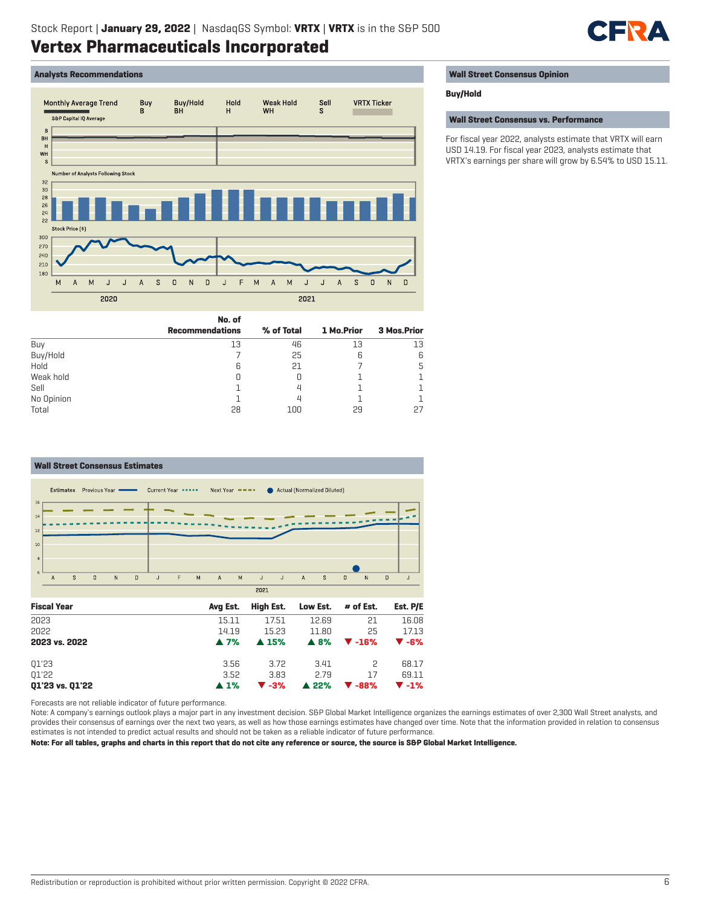## Vertex Pharmaceuticals Incorporated

### Analysts Recommendations

|  | No. of Recommendations | % of Total | 1 Mo.Prior | 3 Mos.Prior |
|---|---|---|---|---|
| Buy | 13 | 46 | 13 | 13 |
| Buy/Hold | 7 | 25 | 6 | 6 |
| Hold | 6 | 21 | 7 | 5 |
| Weak hold | 0 | 0 | 1 | 1 |
| Sell | 1 | 4 | 1 | 1 |
| No Opinion | 1 | 4 | 1 | 1 |
| Total | 28 | 100 | 29 | 27 |

### Wall Street Consensus Opinion

**Buy/Hold**

### Wall Street Consensus vs. Performance

For fiscal year 2022, analysts estimate that VRTX will earn USD 14.19. For fiscal year 2023, analysts estimate that VRTX's earnings per share will grow by 6.54% to USD 15.11.

### Wall Street Consensus Estimates

| Fiscal Year | Avg Est. | High Est. | Low Est. | # of Est. | Est. P/E |
|---|---|---|---|---|---|
| 2023 | 15.11 | 17.51 | 12.69 | 21 | 16.08 |
| 2022 | 14.19 | 15.23 | 11.80 | 25 | 17.13 |
| **2023 vs. 2022** | **▲ 7%** | **▲ 15%** | **▲ 8%** | **▼ -16%** | **▼ -6%** |
| Q1'23 | 3.56 | 3.72 | 3.41 | 2 | 68.17 |
| Q1'22 | 3.52 | 3.83 | 2.79 | 17 | 69.11 |
| **Q1'23 vs. Q1'22** | **▲ 1%** | **▼ -3%** | **▲ 22%** | **▼ -88%** | **▼ -1%** |

Forecasts are not reliable indicator of future performance.

Note: A company's earnings outlook plays a major part in any investment decision. S&P Global Market Intelligence organizes the earnings estimates of over 2,300 Wall Street analysts, and provides their consensus of earnings over the next two years, as well as how those earnings estimates have changed over time. Note that the information provided in relation to consensus estimates is not intended to predict actual results and should not be taken as a reliable indicator of future performance.

**Note: For all tables, graphs and charts in this report that do not cite any reference or source, the source is S&P Global Market Intelligence.**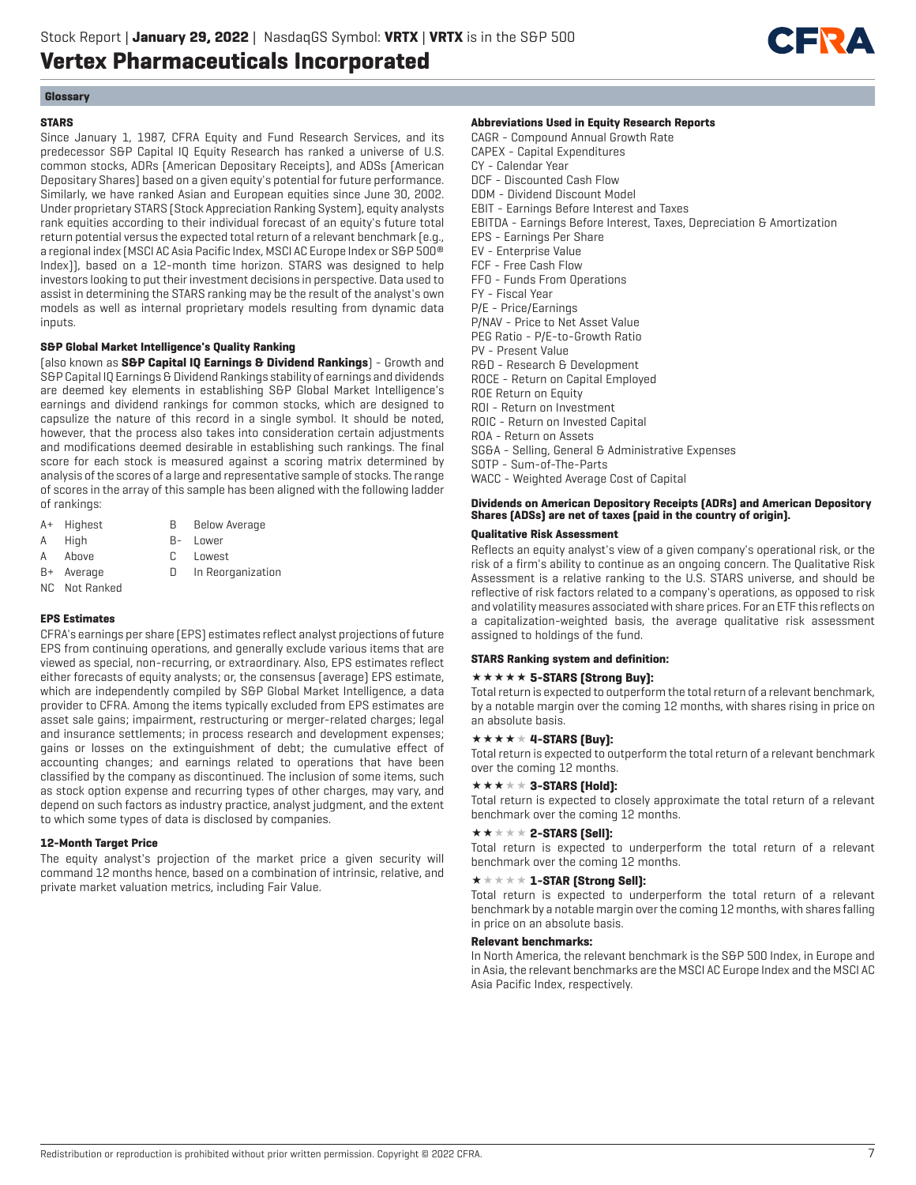## Glossary

### STARS

Since January 1, 1987, CFRA Equity and Fund Research Services, and its predecessor S&P Capital IQ Equity Research has ranked a universe of U.S. common stocks, ADRs (American Depositary Receipts), and ADSs (American Depositary Shares) based on a given equity's potential for future performance. Similarly, we have ranked Asian and European equities since June 30, 2002. Under proprietary STARS (Stock Appreciation Ranking System), equity analysts rank equities according to their individual forecast of an equity's future total return potential versus the expected total return of a relevant benchmark (e.g., a regional index (MSCI AC Asia Pacific Index, MSCI AC Europe Index or S&P 500® Index)), based on a 12-month time horizon. STARS was designed to help investors looking to put their investment decisions in perspective. Data used to assist in determining the STARS ranking may be the result of the analyst's own models as well as internal proprietary models resulting from dynamic data inputs.

### S&P Global Market Intelligence's Quality Ranking

(also known as **S&P Capital IQ Earnings & Dividend Rankings**) - Growth and S&P Capital IQ Earnings & Dividend Rankings stability of earnings and dividends are deemed key elements in establishing S&P Global Market Intelligence's earnings and dividend rankings for common stocks, which are designed to capsulize the nature of this record in a single symbol. It should be noted, however, that the process also takes into consideration certain adjustments and modifications deemed desirable in establishing such rankings. The final score for each stock is measured against a scoring matrix determined by analysis of the scores of a large and representative sample of stocks. The range of scores in the array of this sample has been aligned with the following ladder of rankings:

| | | | |
|---|---|---|---|
| A+ | Highest | B | Below Average |
| A | High | B- | Lower |
| A | Above | C | Lowest |
| B+ | Average | D | In Reorganization |
| NC | Not Ranked | | |

### EPS Estimates

CFRA's earnings per share (EPS) estimates reflect analyst projections of future EPS from continuing operations, and generally exclude various items that are viewed as special, non-recurring, or extraordinary. Also, EPS estimates reflect either forecasts of equity analysts; or, the consensus (average) EPS estimate, which are independently compiled by S&P Global Market Intelligence, a data provider to CFRA. Among the items typically excluded from EPS estimates are asset sale gains; impairment, restructuring or merger-related charges; legal and insurance settlements; in process research and development expenses; gains or losses on the extinguishment of debt; the cumulative effect of accounting changes; and earnings related to operations that have been classified by the company as discontinued. The inclusion of some items, such as stock option expense and recurring types of other charges, may vary, and depend on such factors as industry practice, analyst judgment, and the extent to which some types of data is disclosed by companies.

### 12-Month Target Price

The equity analyst's projection of the market price a given security will command 12 months hence, based on a combination of intrinsic, relative, and private market valuation metrics, including Fair Value.

### Abbreviations Used in Equity Research Reports

CAGR - Compound Annual Growth Rate
CAPEX - Capital Expenditures
CY - Calendar Year
DCF - Discounted Cash Flow
DDM - Dividend Discount Model
EBIT - Earnings Before Interest and Taxes
EBITDA - Earnings Before Interest, Taxes, Depreciation & Amortization
EPS - Earnings Per Share
EV - Enterprise Value
FCF - Free Cash Flow
FFO - Funds From Operations
FY - Fiscal Year
P/E - Price/Earnings
P/NAV - Price to Net Asset Value
PEG Ratio - P/E-to-Growth Ratio
PV - Present Value
R&D - Research & Development
ROCE - Return on Capital Employed
ROE Return on Equity
ROI - Return on Investment
ROIC - Return on Invested Capital
ROA - Return on Assets
SG&A - Selling, General & Administrative Expenses
SOTP - Sum-of-The-Parts
WACC - Weighted Average Cost of Capital

**Dividends on American Depository Receipts (ADRs) and American Depository Shares (ADSs) are net of taxes (paid in the country of origin).**

### Qualitative Risk Assessment

Reflects an equity analyst's view of a given company's operational risk, or the risk of a firm's ability to continue as an ongoing concern. The Qualitative Risk Assessment is a relative ranking to the U.S. STARS universe, and should be reflective of risk factors related to a company's operations, as opposed to risk and volatility measures associated with share prices. For an ETF this reflects on a capitalization-weighted basis, the average qualitative risk assessment assigned to holdings of the fund.

### STARS Ranking system and definition:

**★★★★★ 5-STARS (Strong Buy):**
Total return is expected to outperform the total return of a relevant benchmark, by a notable margin over the coming 12 months, with shares rising in price on an absolute basis.

**★★★★★ 4-STARS (Buy):**
Total return is expected to outperform the total return of a relevant benchmark over the coming 12 months.

**★★★★★ 3-STARS (Hold):**
Total return is expected to closely approximate the total return of a relevant benchmark over the coming 12 months.

**★★★★★ 2-STARS (Sell):**
Total return is expected to underperform the total return of a relevant benchmark over the coming 12 months.

**★★★★★ 1-STAR (Strong Sell):**
Total return is expected to underperform the total return of a relevant benchmark by a notable margin over the coming 12 months, with shares falling in price on an absolute basis.

### Relevant benchmarks:

In North America, the relevant benchmark is the S&P 500 Index, in Europe and in Asia, the relevant benchmarks are the MSCI AC Europe Index and the MSCI AC Asia Pacific Index, respectively.

Redistribution or reproduction is prohibited without prior written permission. Copyright © 2022 CFRA.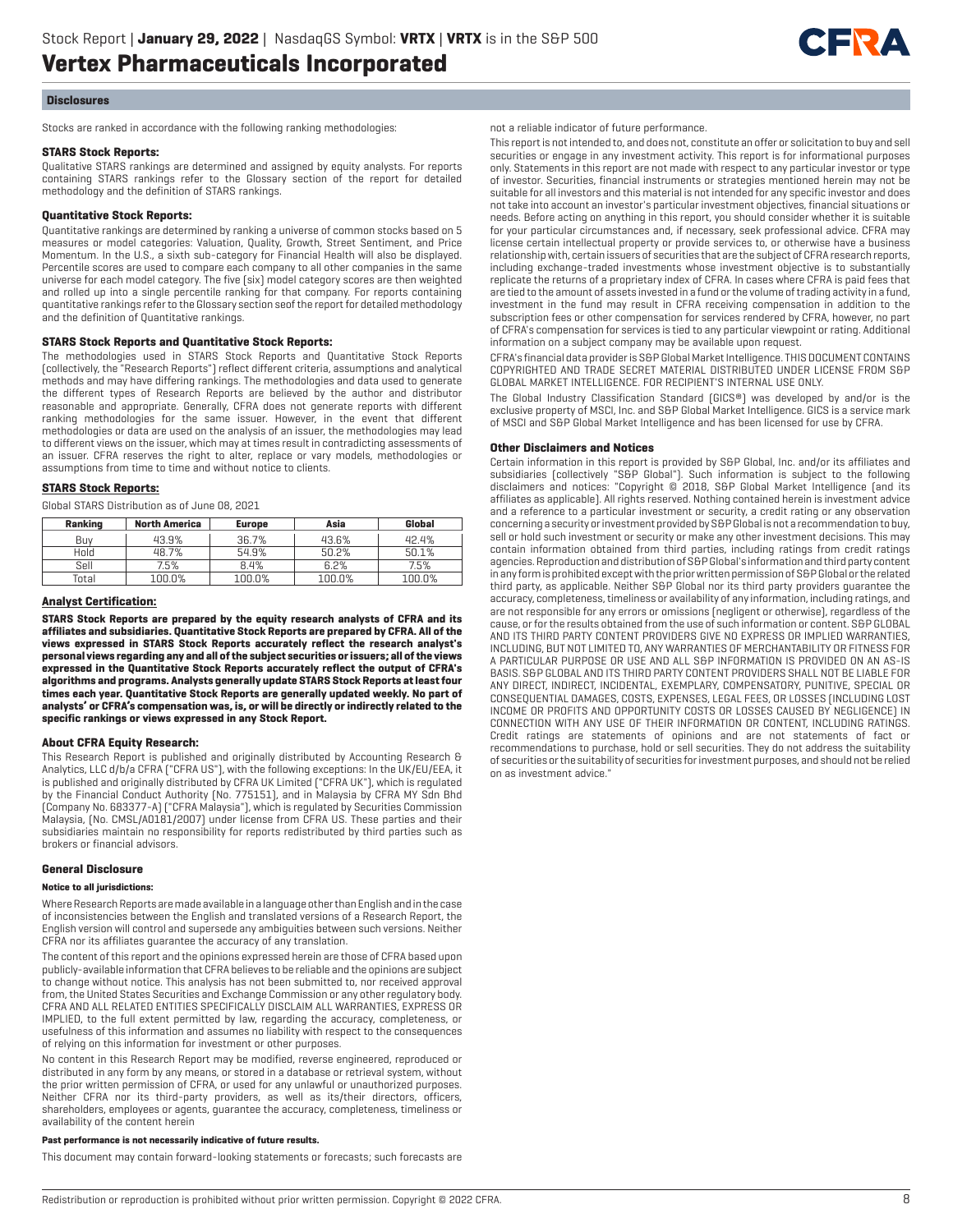## Disclosures

Stocks are ranked in accordance with the following ranking methodologies:

### STARS Stock Reports:

Qualitative STARS rankings are determined and assigned by equity analysts. For reports containing STARS rankings refer to the Glossary section of the report for detailed methodology and the definition of STARS rankings.

### Quantitative Stock Reports:

Quantitative rankings are determined by ranking a universe of common stocks based on 5 measures or model categories: Valuation, Quality, Growth, Street Sentiment, and Price Momentum. In the U.S., a sixth sub-category for Financial Health will also be displayed. Percentile scores are used to compare each company to all other companies in the same universe for each model category. The five (six) model category scores are then weighted and rolled up into a single percentile ranking for that company. For reports containing quantitative rankings refer to the Glossary section seof the report for detailed methodology and the definition of Quantitative rankings.

### STARS Stock Reports and Quantitative Stock Reports:

The methodologies used in STARS Stock Reports and Quantitative Stock Reports (collectively, the "Research Reports") reflect different criteria, assumptions and analytical methods and may have differing rankings. The methodologies and data used to generate the different types of Research Reports are believed by the author and distributor reasonable and appropriate. Generally, CFRA does not generate reports with different ranking methodologies for the same issuer. However, in the event that different methodologies or data are used on the analysis of an issuer, the methodologies may lead to different views on the issuer, which may at times result in contradicting assessments of an issuer. CFRA reserves the right to alter, replace or vary models, methodologies or assumptions from time to time and without notice to clients.

### STARS Stock Reports:

Global STARS Distribution as of June 08, 2021

| Ranking | North America | Europe | Asia | Global |
|---|---|---|---|---|
| Buy | 43.9% | 36.7% | 43.6% | 42.4% |
| Hold | 48.7% | 54.9% | 50.2% | 50.1% |
| Sell | 7.5% | 8.4% | 6.2% | 7.5% |
| Total | 100.0% | 100.0% | 100.0% | 100.0% |

### Analyst Certification:

**STARS Stock Reports are prepared by the equity research analysts of CFRA and its affiliates and subsidiaries. Quantitative Stock Reports are prepared by CFRA. All of the views expressed in STARS Stock Reports accurately reflect the research analyst's personal views regarding any and all of the subject securities or issuers; all of the views expressed in the Quantitative Stock Reports accurately reflect the output of CFRA's algorithms and programs. Analysts generally update STARS Stock Reports at least four times each year. Quantitative Stock Reports are generally updated weekly. No part of analysts' or CFRA's compensation was, is, or will be directly or indirectly related to the specific rankings or views expressed in any Stock Report.**

### About CFRA Equity Research:

This Research Report is published and originally distributed by Accounting Research & Analytics, LLC d/b/a CFRA ("CFRA US"), with the following exceptions: In the UK/EU/EEA, it is published and originally distributed by CFRA UK Limited ("CFRA UK"), which is regulated by the Financial Conduct Authority (No. 775151), and in Malaysia by CFRA MY Sdn Bhd (Company No. 683377-A) ("CFRA Malaysia"), which is regulated by Securities Commission Malaysia, (No. CMSL/A0181/2007) under license from CFRA US. These parties and their subsidiaries maintain no responsibility for reports redistributed by third parties such as brokers or financial advisors.

### General Disclosure

**Notice to all jurisdictions:**

Where Research Reports are made available in a language other than English and in the case of inconsistencies between the English and translated versions of a Research Report, the English version will control and supersede any ambiguities between such versions. Neither CFRA nor its affiliates guarantee the accuracy of any translation.

The content of this report and the opinions expressed herein are those of CFRA based upon publicly-available information that CFRA believes to be reliable and the opinions are subject to change without notice. This analysis has not been submitted to, nor received approval from, the United States Securities and Exchange Commission or any other regulatory body. CFRA AND ALL RELATED ENTITIES SPECIFICALLY DISCLAIM ALL WARRANTIES, EXPRESS OR IMPLIED, to the full extent permitted by law, regarding the accuracy, completeness, or usefulness of this information and assumes no liability with respect to the consequences of relying on this information for investment or other purposes.

No content in this Research Report may be modified, reverse engineered, reproduced or distributed in any form by any means, or stored in a database or retrieval system, without the prior written permission of CFRA, or used for any unlawful or unauthorized purposes. Neither CFRA nor its third-party providers, as well as its/their directors, officers, shareholders, employees or agents, guarantee the accuracy, completeness, timeliness or availability of the content herein

**Past performance is not necessarily indicative of future results.**

This document may contain forward-looking statements or forecasts; such forecasts are not a reliable indicator of future performance.

This report is not intended to, and does not, constitute an offer or solicitation to buy and sell securities or engage in any investment activity. This report is for informational purposes only. Statements in this report are not made with respect to any particular investor or type of investor. Securities, financial instruments or strategies mentioned herein may not be suitable for all investors and this material is not intended for any specific investor and does not take into account an investor's particular investment objectives, financial situations or needs. Before acting on anything in this report, you should consider whether it is suitable for your particular circumstances and, if necessary, seek professional advice. CFRA may license certain intellectual property or provide services to, or otherwise have a business relationship with, certain issuers of securities that are the subject of CFRA research reports, including exchange-traded investments whose investment objective is to substantially replicate the returns of a proprietary index of CFRA. In cases where CFRA is paid fees that are tied to the amount of assets invested in a fund or the volume of trading activity in a fund, investment in the fund may result in CFRA receiving compensation in addition to the subscription fees or other compensation for services rendered by CFRA, however, no part of CFRA's compensation for services is tied to any particular viewpoint or rating. Additional information on a subject company may be available upon request.

CFRA's financial data provider is S&P Global Market Intelligence. THIS DOCUMENT CONTAINS COPYRIGHTED AND TRADE SECRET MATERIAL DISTRIBUTED UNDER LICENSE FROM S&P GLOBAL MARKET INTELLIGENCE. FOR RECIPIENT'S INTERNAL USE ONLY.

The Global Industry Classification Standard (GICS®) was developed by and/or is the exclusive property of MSCI, Inc. and S&P Global Market Intelligence. GICS is a service mark of MSCI and S&P Global Market Intelligence and has been licensed for use by CFRA.

### Other Disclaimers and Notices

Certain information in this report is provided by S&P Global, Inc. and/or its affiliates and subsidiaries (collectively "S&P Global"). Such information is subject to the following disclaimers and notices: "Copyright © 2018, S&P Global Market Intelligence (and its affiliates as applicable). All rights reserved. Nothing contained herein is investment advice and a reference to a particular investment or security, a credit rating or any observation concerning a security or investment provided by S&P Global is not a recommendation to buy, sell or hold such investment or security or make any other investment decisions. This may contain information obtained from third parties, including ratings from credit ratings agencies. Reproduction and distribution of S&P Global's information and third party content in any form is prohibited except with the prior written permission of S&P Global or the related third party, as applicable. Neither S&P Global nor its third party providers guarantee the accuracy, completeness, timeliness or availability of any information, including ratings, and are not responsible for any errors or omissions (negligent or otherwise), regardless of the cause, or for the results obtained from the use of such information or content. S&P GLOBAL AND ITS THIRD PARTY CONTENT PROVIDERS GIVE NO EXPRESS OR IMPLIED WARRANTIES, INCLUDING, BUT NOT LIMITED TO, ANY WARRANTIES OF MERCHANTABILITY OR FITNESS FOR A PARTICULAR PURPOSE OR USE AND ALL S&P INFORMATION IS PROVIDED ON AN AS-IS BASIS. S&P GLOBAL AND ITS THIRD PARTY CONTENT PROVIDERS SHALL NOT BE LIABLE FOR ANY DIRECT, INDIRECT, INCIDENTAL, EXEMPLARY, COMPENSATORY, PUNITIVE, SPECIAL OR CONSEQUENTIAL DAMAGES, COSTS, EXPENSES, LEGAL FEES, OR LOSSES (INCLUDING LOST INCOME OR PROFITS AND OPPORTUNITY COSTS OR LOSSES CAUSED BY NEGLIGENCE) IN CONNECTION WITH ANY USE OF THEIR INFORMATION OR CONTENT, INCLUDING RATINGS. Credit ratings are statements of opinions and are not statements of fact or recommendations to purchase, hold or sell securities. They do not address the suitability of securities or the suitability of securities for investment purposes, and should not be relied on as investment advice."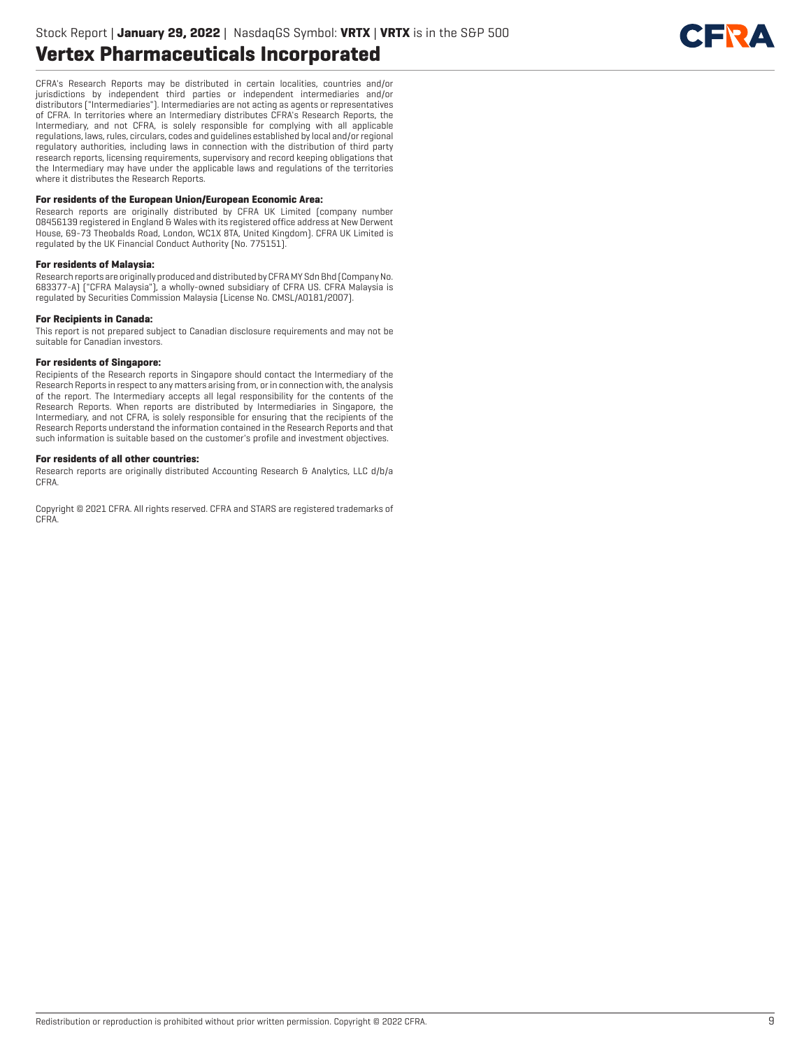CFRA's Research Reports may be distributed in certain localities, countries and/or jurisdictions by independent third parties or independent intermediaries and/or distributors ("Intermediaries"). Intermediaries are not acting as agents or representatives of CFRA. In territories where an Intermediary distributes CFRA's Research Reports, the Intermediary, and not CFRA, is solely responsible for complying with all applicable regulations, laws, rules, circulars, codes and guidelines established by local and/or regional regulatory authorities, including laws in connection with the distribution of third party research reports, licensing requirements, supervisory and record keeping obligations that the Intermediary may have under the applicable laws and regulations of the territories where it distributes the Research Reports.

**For residents of the European Union/European Economic Area:**
Research reports are originally distributed by CFRA UK Limited (company number 08456139 registered in England & Wales with its registered office address at New Derwent House, 69-73 Theobalds Road, London, WC1X 8TA, United Kingdom). CFRA UK Limited is regulated by the UK Financial Conduct Authority (No. 775151).

**For residents of Malaysia:**
Research reports are originally produced and distributed by CFRA MY Sdn Bhd (Company No. 683377-A) ("CFRA Malaysia"), a wholly-owned subsidiary of CFRA US. CFRA Malaysia is regulated by Securities Commission Malaysia (License No. CMSL/A0181/2007).

**For Recipients in Canada:**
This report is not prepared subject to Canadian disclosure requirements and may not be suitable for Canadian investors.

**For residents of Singapore:**
Recipients of the Research reports in Singapore should contact the Intermediary of the Research Reports in respect to any matters arising from, or in connection with, the analysis of the report. The Intermediary accepts all legal responsibility for the contents of the Research Reports. When reports are distributed by Intermediaries in Singapore, the Intermediary, and not CFRA, is solely responsible for ensuring that the recipients of the Research Reports understand the information contained in the Research Reports and that such information is suitable based on the customer's profile and investment objectives.

**For residents of all other countries:**
Research reports are originally distributed Accounting Research & Analytics, LLC d/b/a CFRA.

Copyright © 2021 CFRA. All rights reserved. CFRA and STARS are registered trademarks of CFRA.